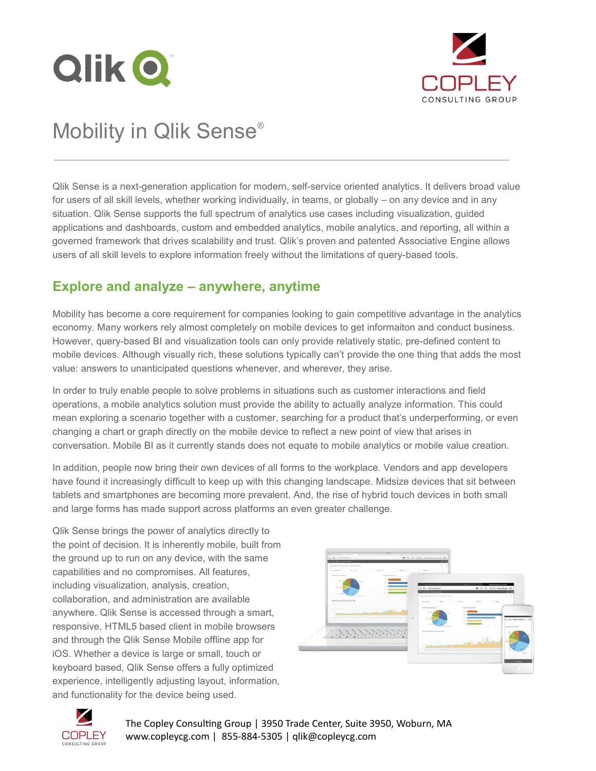# Mobility in Qlik Sense®

Qlik Sense is a next-generation application for modern, self-service oriented analytics. It delivers broad value for users of all skill levels, whether working individually, in teams, or globally – on any device and in any situation. Qlik Sense supports the full spectrum of analytics use cases including visualization, guided applications and dashboards, custom and embedded analytics, mobile analytics, and reporting, all within a governed framework that drives scalability and trust. Qlik's proven and patented Associative Engine allows users of all skill levels to explore information freely without the limitations of query-based tools.

## Explore and analyze – anywhere, anytime

Mobility has become a core requirement for companies looking to gain competitive advantage in the analytics economy. Many workers rely almost completely on mobile devices to get informaiton and conduct business. However, query-based BI and visualization tools can only provide relatively static, pre-defined content to mobile devices. Although visually rich, these solutions typically can't provide the one thing that adds the most value: answers to unanticipated questions whenever, and wherever, they arise.

In order to truly enable people to solve problems in situations such as customer interactions and field operations, a mobile analytics solution must provide the ability to actually analyze information. This could mean exploring a scenario together with a customer, searching for a product that's underperforming, or even changing a chart or graph directly on the mobile device to reflect a new point of view that arises in conversation. Mobile BI as it currently stands does not equate to mobile analytics or mobile value creation.

In addition, people now bring their own devices of all forms to the workplace. Vendors and app developers have found it increasingly difficult to keep up with this changing landscape. Midsize devices that sit between tablets and smartphones are becoming more prevalent. And, the rise of hybrid touch devices in both small and large forms has made support across platforms an even greater challenge.

Qlik Sense brings the power of analytics directly to the point of decision. It is inherently mobile, built from the ground up to run on any device, with the same capabilities and no compromises. All features, including visualization, analysis, creation, collaboration, and administration are available anywhere. Qlik Sense is accessed through a smart, responsive, HTML5 based client in mobile browsers and through the Qlik Sense Mobile offline app for iOS. Whether a device is large or small, touch or keyboard based, Qlik Sense offers a fully optimized experience, intelligently adjusting layout, information, and functionality for the device being used.

The Copley Consulting Group | 3950 Trade Center, Suite 3950, Woburn, MA
www.copleycg.com | 855-884-5305 | qlik@copleycg.com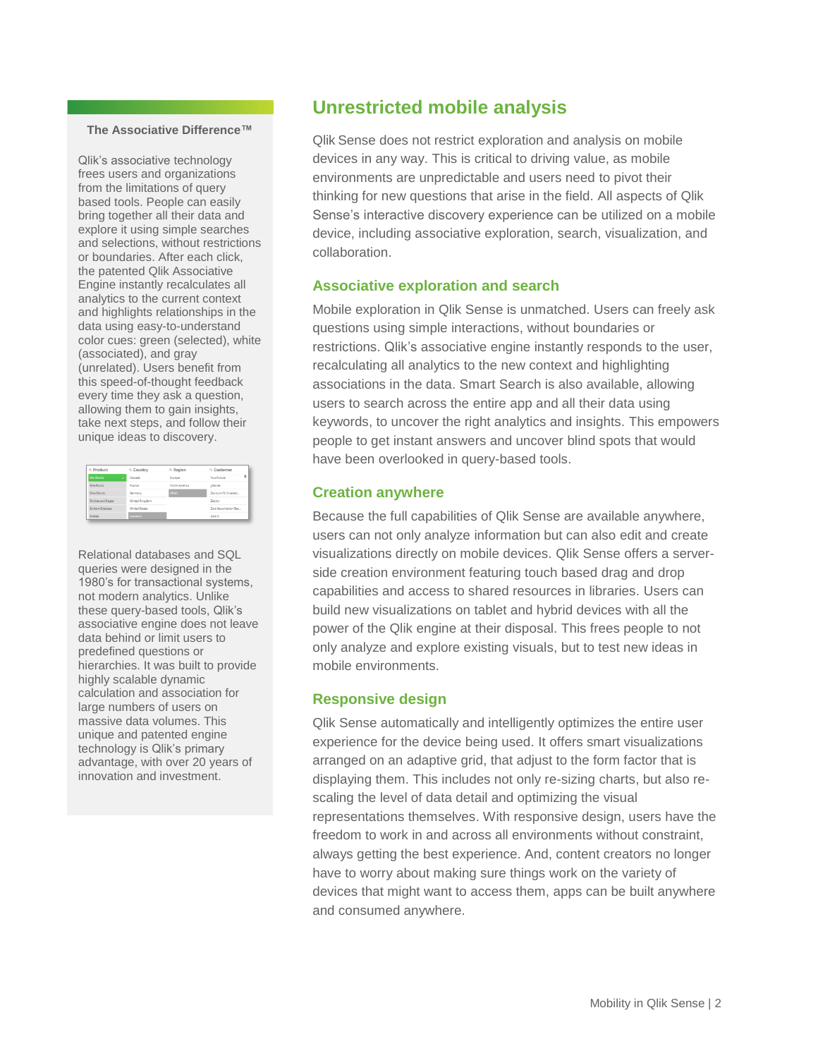## The Associative Difference™

Qlik's associative technology frees users and organizations from the limitations of query based tools. People can easily bring together all their data and explore it using simple searches and selections, without restrictions or boundaries. After each click, the patented Qlik Associative Engine instantly recalculates all analytics to the current context and highlights relationships in the data using easy-to-understand color cues: green (selected), white (associated), and gray (unrelated). Users benefit from this speed-of-thought feedback every time they ask a question, allowing them to gain insights, take next steps, and follow their unique ideas to discovery.

Relational databases and SQL queries were designed in the 1980's for transactional systems, not modern analytics. Unlike these query-based tools, Qlik's associative engine does not leave data behind or limit users to predefined questions or hierarchies. It was built to provide highly scalable dynamic calculation and association for large numbers of users on massive data volumes. This unique and patented engine technology is Qlik's primary advantage, with over 20 years of innovation and investment.

# Unrestricted mobile analysis

Qlik Sense does not restrict exploration and analysis on mobile devices in any way. This is critical to driving value, as mobile environments are unpredictable and users need to pivot their thinking for new questions that arise in the field. All aspects of Qlik Sense's interactive discovery experience can be utilized on a mobile device, including associative exploration, search, visualization, and collaboration.

## Associative exploration and search

Mobile exploration in Qlik Sense is unmatched. Users can freely ask questions using simple interactions, without boundaries or restrictions. Qlik's associative engine instantly responds to the user, recalculating all analytics to the new context and highlighting associations in the data. Smart Search is also available, allowing users to search across the entire app and all their data using keywords, to uncover the right analytics and insights. This empowers people to get instant answers and uncover blind spots that would have been overlooked in query-based tools.

## Creation anywhere

Because the full capabilities of Qlik Sense are available anywhere, users can not only analyze information but can also edit and create visualizations directly on mobile devices. Qlik Sense offers a server-side creation environment featuring touch based drag and drop capabilities and access to shared resources in libraries. Users can build new visualizations on tablet and hybrid devices with all the power of the Qlik engine at their disposal. This frees people to not only analyze and explore existing visuals, but to test new ideas in mobile environments.

## Responsive design

Qlik Sense automatically and intelligently optimizes the entire user experience for the device being used. It offers smart visualizations arranged on an adaptive grid, that adjust to the form factor that is displaying them. This includes not only re-sizing charts, but also re-scaling the level of data detail and optimizing the visual representations themselves. With responsive design, users have the freedom to work in and across all environments without constraint, always getting the best experience. And, content creators no longer have to worry about making sure things work on the variety of devices that might want to access them, apps can be built anywhere and consumed anywhere.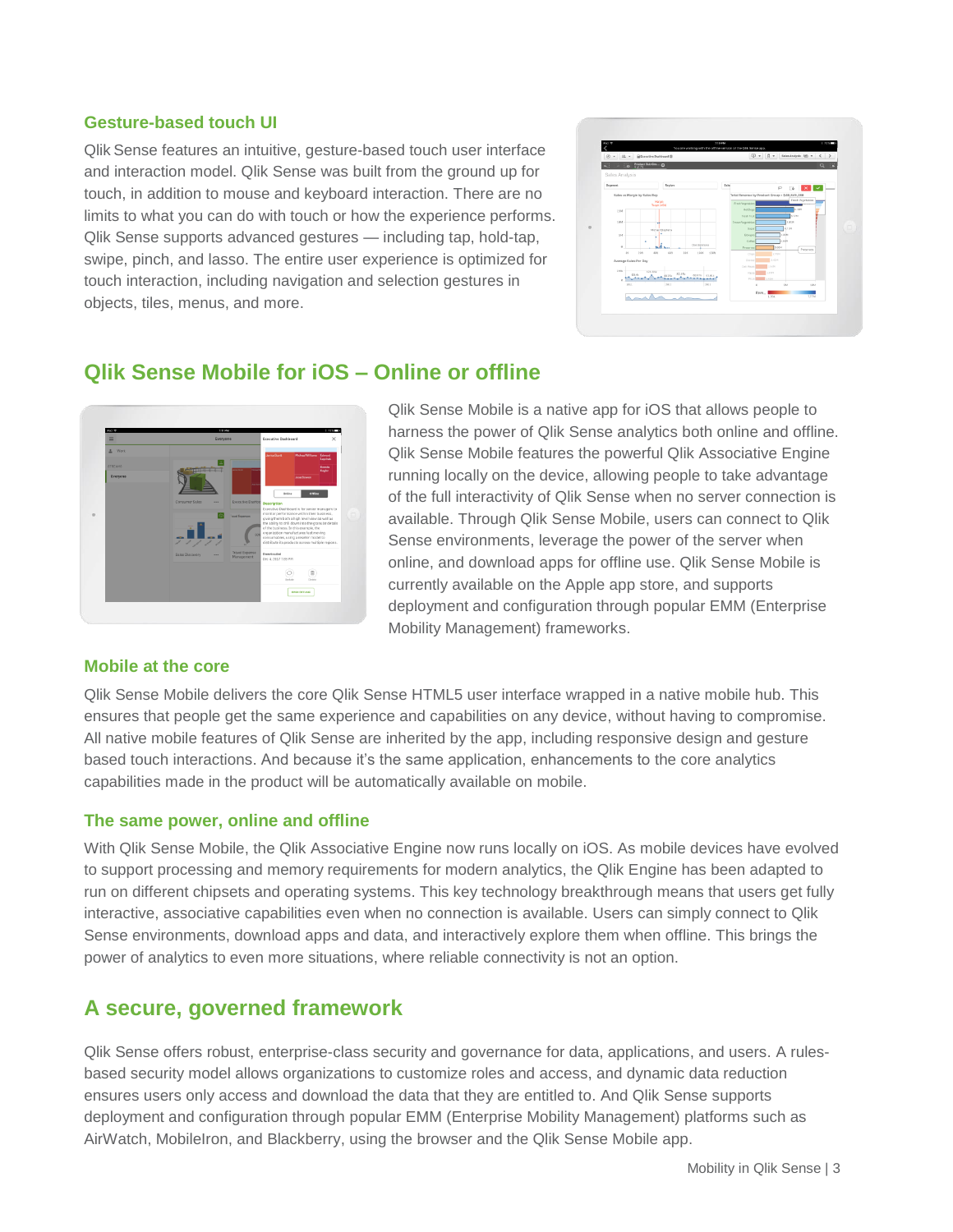### Gesture-based touch UI

Qlik Sense features an intuitive, gesture-based touch user interface and interaction model. Qlik Sense was built from the ground up for touch, in addition to mouse and keyboard interaction. There are no limits to what you can do with touch or how the experience performs. Qlik Sense supports advanced gestures — including tap, hold-tap, swipe, pinch, and lasso. The entire user experience is optimized for touch interaction, including navigation and selection gestures in objects, tiles, menus, and more.

## Qlik Sense Mobile for iOS – Online or offline

Qlik Sense Mobile is a native app for iOS that allows people to harness the power of Qlik Sense analytics both online and offline. Qlik Sense Mobile features the powerful Qlik Associative Engine running locally on the device, allowing people to take advantage of the full interactivity of Qlik Sense when no server connection is available. Through Qlik Sense Mobile, users can connect to Qlik Sense environments, leverage the power of the server when online, and download apps for offline use. Qlik Sense Mobile is currently available on the Apple app store, and supports deployment and configuration through popular EMM (Enterprise Mobility Management) frameworks.

### Mobile at the core

Qlik Sense Mobile delivers the core Qlik Sense HTML5 user interface wrapped in a native mobile hub. This ensures that people get the same experience and capabilities on any device, without having to compromise. All native mobile features of Qlik Sense are inherited by the app, including responsive design and gesture based touch interactions. And because it's the same application, enhancements to the core analytics capabilities made in the product will be automatically available on mobile.

### The same power, online and offline

With Qlik Sense Mobile, the Qlik Associative Engine now runs locally on iOS. As mobile devices have evolved to support processing and memory requirements for modern analytics, the Qlik Engine has been adapted to run on different chipsets and operating systems. This key technology breakthrough means that users get fully interactive, associative capabilities even when no connection is available. Users can simply connect to Qlik Sense environments, download apps and data, and interactively explore them when offline. This brings the power of analytics to even more situations, where reliable connectivity is not an option.

## A secure, governed framework

Qlik Sense offers robust, enterprise-class security and governance for data, applications, and users. A rules-based security model allows organizations to customize roles and access, and dynamic data reduction ensures users only access and download the data that they are entitled to. And Qlik Sense supports deployment and configuration through popular EMM (Enterprise Mobility Management) platforms such as AirWatch, MobileIron, and Blackberry, using the browser and the Qlik Sense Mobile app.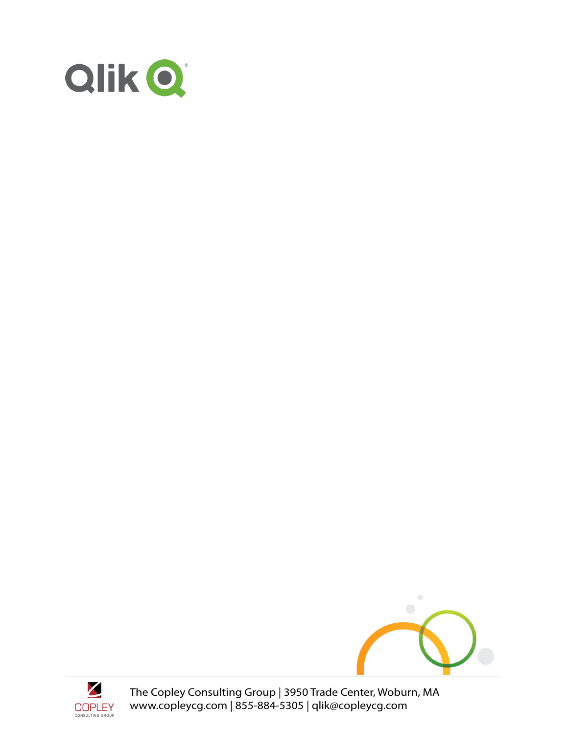The Copley Consulting Group | 3950 Trade Center, Woburn, MA
www.copleycg.com | 855-884-5305 | qlik@copleycg.com